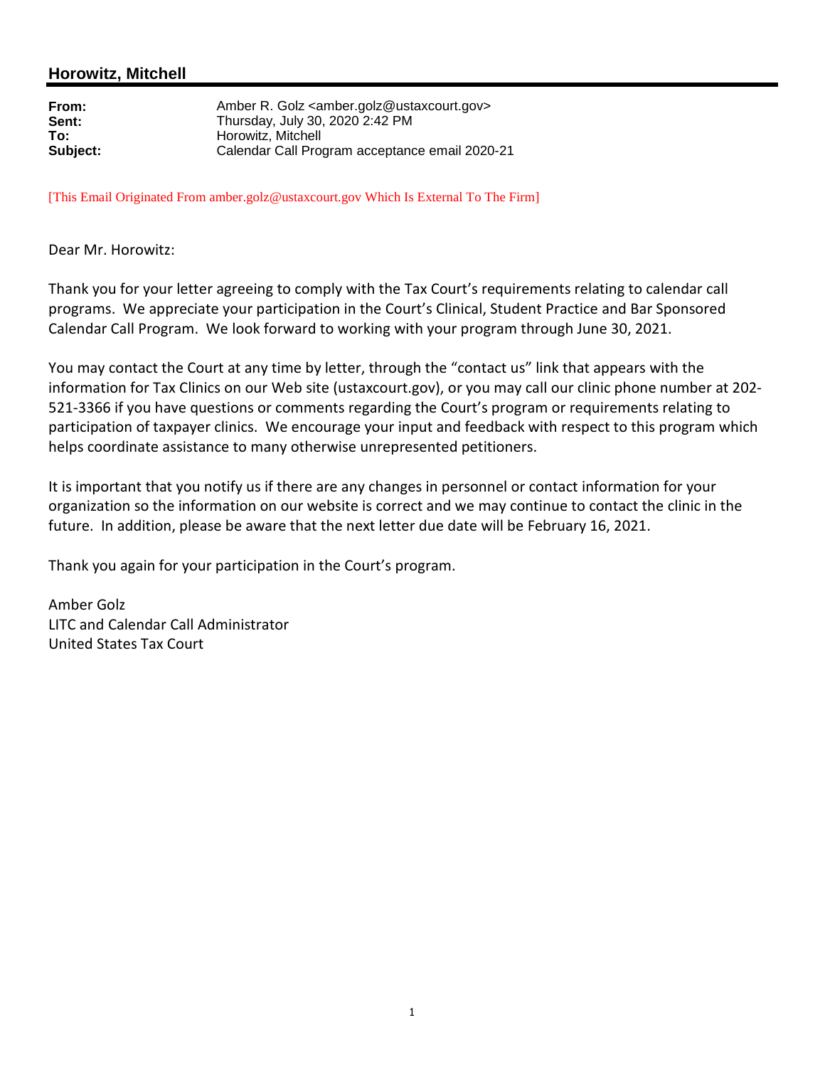## Horowitz, Mitchell

**From:** Amber R. Golz <amber.golz@ustaxcourt.gov>
**Sent:** Thursday, July 30, 2020 2:42 PM
**To:** Horowitz, Mitchell
**Subject:** Calendar Call Program acceptance email 2020-21

[This Email Originated From amber.golz@ustaxcourt.gov Which Is External To The Firm]

Dear Mr. Horowitz:

Thank you for your letter agreeing to comply with the Tax Court's requirements relating to calendar call programs. We appreciate your participation in the Court's Clinical, Student Practice and Bar Sponsored Calendar Call Program. We look forward to working with your program through June 30, 2021.

You may contact the Court at any time by letter, through the "contact us" link that appears with the information for Tax Clinics on our Web site (ustaxcourt.gov), or you may call our clinic phone number at 202-521-3366 if you have questions or comments regarding the Court's program or requirements relating to participation of taxpayer clinics. We encourage your input and feedback with respect to this program which helps coordinate assistance to many otherwise unrepresented petitioners.

It is important that you notify us if there are any changes in personnel or contact information for your organization so the information on our website is correct and we may continue to contact the clinic in the future. In addition, please be aware that the next letter due date will be February 16, 2021.

Thank you again for your participation in the Court's program.

Amber Golz
LITC and Calendar Call Administrator
United States Tax Court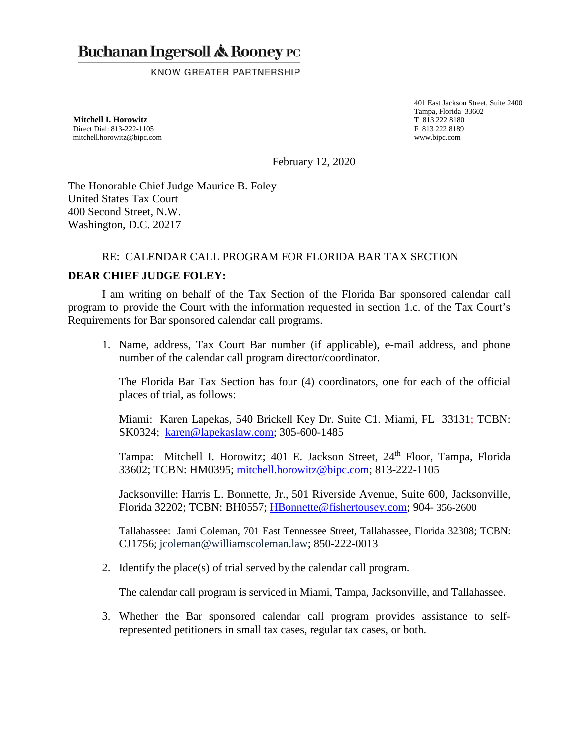# Buchanan Ingersoll & Rooney PC

KNOW GREATER PARTNERSHIP

**Mitchell I. Horowitz**
Direct Dial: 813-222-1105
mitchell.horowitz@bipc.com

401 East Jackson Street, Suite 2400
Tampa, Florida 33602
T 813 222 8180
F 813 222 8189
www.bipc.com

February 12, 2020

The Honorable Chief Judge Maurice B. Foley
United States Tax Court
400 Second Street, N.W.
Washington, D.C. 20217

RE: CALENDAR CALL PROGRAM FOR FLORIDA BAR TAX SECTION

**DEAR CHIEF JUDGE FOLEY:**

I am writing on behalf of the Tax Section of the Florida Bar sponsored calendar call program to provide the Court with the information requested in section 1.c. of the Tax Court's Requirements for Bar sponsored calendar call programs.

1. Name, address, Tax Court Bar number (if applicable), e-mail address, and phone number of the calendar call program director/coordinator.

   The Florida Bar Tax Section has four (4) coordinators, one for each of the official places of trial, as follows:

   Miami: Karen Lapekas, 540 Brickell Key Dr. Suite C1. Miami, FL 33131; TCBN: SK0324; karen@lapekaslaw.com; 305-600-1485

   Tampa: Mitchell I. Horowitz; 401 E. Jackson Street, 24th Floor, Tampa, Florida 33602; TCBN: HM0395; mitchell.horowitz@bipc.com; 813-222-1105

   Jacksonville: Harris L. Bonnette, Jr., 501 Riverside Avenue, Suite 600, Jacksonville, Florida 32202; TCBN: BH0557; HBonnette@fishertousey.com; 904- 356-2600

   Tallahassee: Jami Coleman, 701 East Tennessee Street, Tallahassee, Florida 32308; TCBN: CJ1756; jcoleman@williamscoleman.law; 850-222-0013

2. Identify the place(s) of trial served by the calendar call program.

   The calendar call program is serviced in Miami, Tampa, Jacksonville, and Tallahassee.

3. Whether the Bar sponsored calendar call program provides assistance to self-represented petitioners in small tax cases, regular tax cases, or both.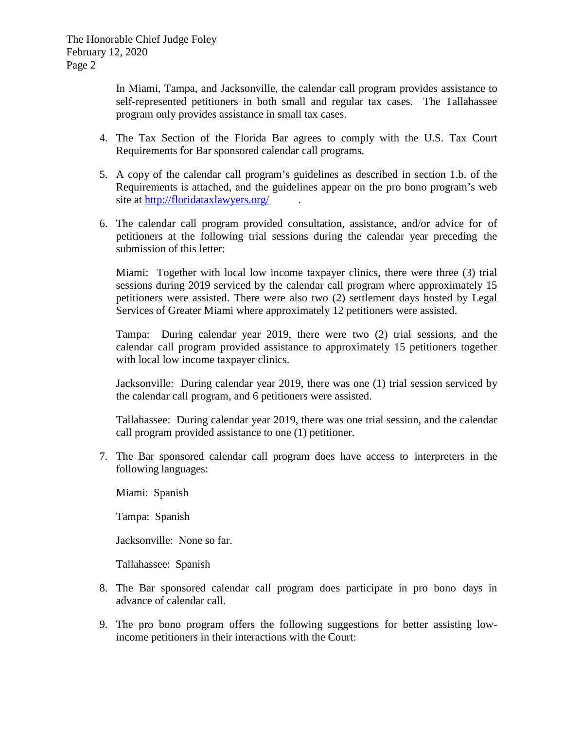In Miami, Tampa, and Jacksonville, the calendar call program provides assistance to self-represented petitioners in both small and regular tax cases. The Tallahassee program only provides assistance in small tax cases.

4. The Tax Section of the Florida Bar agrees to comply with the U.S. Tax Court Requirements for Bar sponsored calendar call programs.

5. A copy of the calendar call program's guidelines as described in section 1.b. of the Requirements is attached, and the guidelines appear on the pro bono program's web site at http://floridataxlawyers.org/ .

6. The calendar call program provided consultation, assistance, and/or advice for of petitioners at the following trial sessions during the calendar year preceding the submission of this letter:

   Miami: Together with local low income taxpayer clinics, there were three (3) trial sessions during 2019 serviced by the calendar call program where approximately 15 petitioners were assisted. There were also two (2) settlement days hosted by Legal Services of Greater Miami where approximately 12 petitioners were assisted.

   Tampa: During calendar year 2019, there were two (2) trial sessions, and the calendar call program provided assistance to approximately 15 petitioners together with local low income taxpayer clinics.

   Jacksonville: During calendar year 2019, there was one (1) trial session serviced by the calendar call program, and 6 petitioners were assisted.

   Tallahassee: During calendar year 2019, there was one trial session, and the calendar call program provided assistance to one (1) petitioner.

7. The Bar sponsored calendar call program does have access to interpreters in the following languages:

   Miami: Spanish

   Tampa: Spanish

   Jacksonville: None so far.

   Tallahassee: Spanish

8. The Bar sponsored calendar call program does participate in pro bono days in advance of calendar call.

9. The pro bono program offers the following suggestions for better assisting low-income petitioners in their interactions with the Court: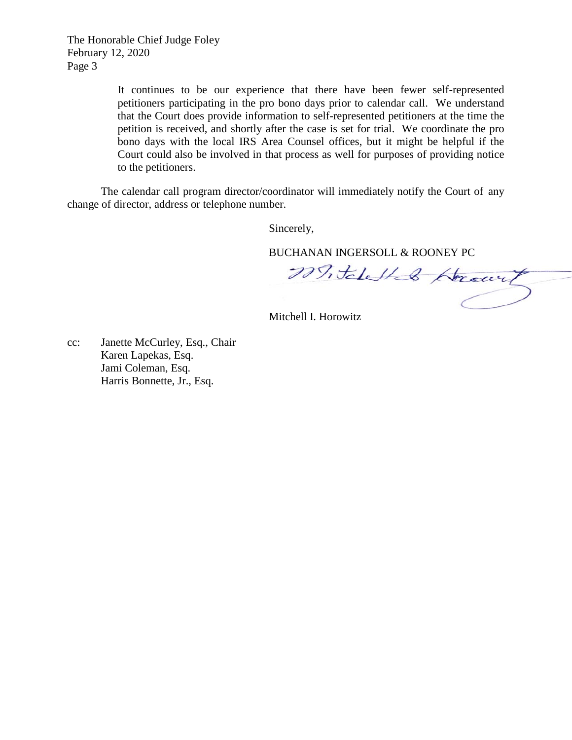It continues to be our experience that there have been fewer self-represented petitioners participating in the pro bono days prior to calendar call. We understand that the Court does provide information to self-represented petitioners at the time the petition is received, and shortly after the case is set for trial. We coordinate the pro bono days with the local IRS Area Counsel offices, but it might be helpful if the Court could also be involved in that process as well for purposes of providing notice to the petitioners.

The calendar call program director/coordinator will immediately notify the Court of any change of director, address or telephone number.

Sincerely,

BUCHANAN INGERSOLL & ROONEY PC

Mitchell I. Horowitz

cc: Janette McCurley, Esq., Chair
Karen Lapekas, Esq.
Jami Coleman, Esq.
Harris Bonnette, Jr., Esq.